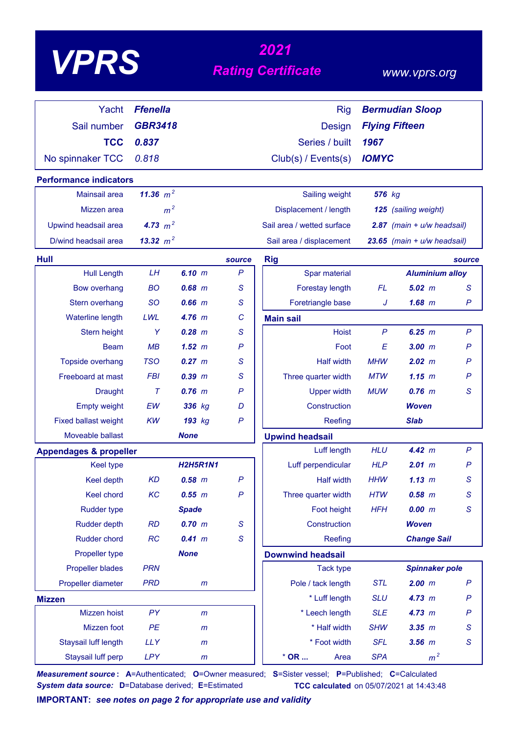# VPRS

## 2021 Rating Certificate

www.vprs.org

| | | | |
|---|---|---|---|
| Yacht | **Ffenella** | Rig | **Bermudian Sloop** |
| Sail number | **GBR3418** | Design | **Flying Fifteen** |
| **TCC** | **0.837** | Series / built | **1967** |
| No spinnaker TCC | 0.818 | Club(s) / Events(s) | **IOMYC** |

### Performance indicators

| | | | |
|---|---|---|---|
| Mainsail area | **11.36** $m^2$ | Sailing weight | **576** kg |
| Mizzen area | $m^2$ | Displacement / length | **125** (sailing weight) |
| Upwind headsail area | **4.73** $m^2$ | Sail area / wetted surface | **2.87** (main + u/w headsail) |
| D/wind headsail area | **13.32** $m^2$ | Sail area / displacement | **23.65** (main + u/w headsail) |

### Hull

| | | | source |
|---|---|---|---|
| Hull Length | LH | **6.10** m | P |
| Bow overhang | BO | **0.68** m | S |
| Stern overhang | SO | **0.66** m | S |
| Waterline length | LWL | **4.76** m | C |
| Stern height | Y | **0.28** m | S |
| Beam | MB | **1.52** m | P |
| Topside overhang | TSO | **0.27** m | S |
| Freeboard at mast | FBI | **0.39** m | S |
| Draught | T | **0.76** m | P |
| Empty weight | EW | **336** kg | D |
| Fixed ballast weight | KW | **193** kg | P |
| Moveable ballast | | **None** | |

### Appendages & propeller

| | | | |
|---|---|---|---|
| Keel type | | **H2H5R1N1** | |
| Keel depth | KD | **0.58** m | P |
| Keel chord | KC | **0.55** m | P |
| Rudder type | | **Spade** | |
| Rudder depth | RD | **0.70** m | S |
| Rudder chord | RC | **0.41** m | S |
| Propeller type | | **None** | |
| Propeller blades | PRN | | |
| Propeller diameter | PRD | m | |

### Mizzen

| | | | |
|---|---|---|---|
| Mizzen hoist | PY | m | |
| Mizzen foot | PE | m | |
| Staysail luff length | LLY | m | |
| Staysail luff perp | LPY | m | |

### Rig

| | | | source |
|---|---|---|---|
| Spar material | | **Aluminium alloy** | |
| Forestay length | FL | **5.02** m | S |
| Foretriangle base | J | **1.68** m | P |

### Main sail

| | | | |
|---|---|---|---|
| Hoist | P | **6.25** m | P |
| Foot | E | **3.00** m | P |
| Half width | MHW | **2.02** m | P |
| Three quarter width | MTW | **1.15** m | P |
| Upper width | MUW | **0.76** m | S |
| Construction | | **Woven** | |
| Reefing | | **Slab** | |

### Upwind headsail

| | | | |
|---|---|---|---|
| Luff length | HLU | **4.42** m | P |
| Luff perpendicular | HLP | **2.01** m | P |
| Half width | HHW | **1.13** m | S |
| Three quarter width | HTW | **0.58** m | S |
| Foot height | HFH | **0.00** m | S |
| Construction | | **Woven** | |
| Reefing | | **Change Sail** | |

### Downwind headsail

| | | | |
|---|---|---|---|
| Tack type | | **Spinnaker pole** | |
| Pole / tack length | STL | **2.00** m | P |
| * Luff length | SLU | **4.73** m | P |
| * Leech length | SLE | **4.73** m | P |
| * Half width | SHW | **3.35** m | S |
| * Foot width | SFL | **3.56** m | S |
| * **OR ...** Area | SPA | $m^2$ | |

***Measurement source*:** **A**=Authenticated; **O**=Owner measured; **S**=Sister vessel; **P**=Published; **C**=Calculated
***System data source:*** **D**=Database derived; **E**=Estimated **TCC calculated** on 05/07/2021 at 14:43:48

**IMPORTANT:** ***see notes on page 2 for appropriate use and validity***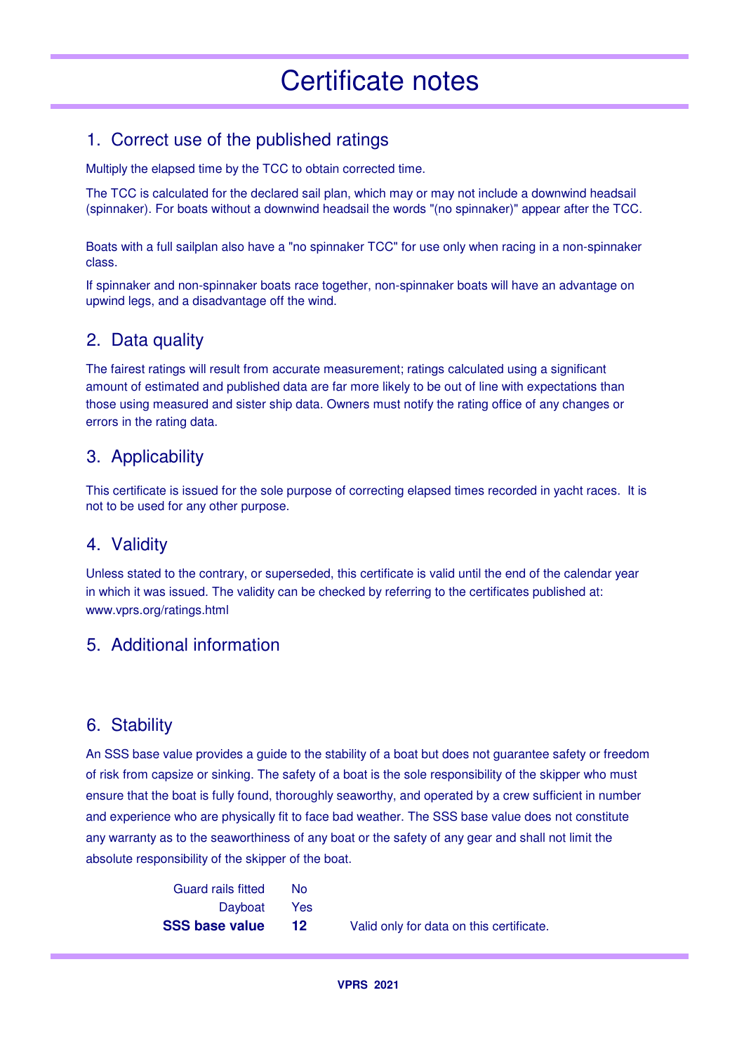# Certificate notes

## 1. Correct use of the published ratings

Multiply the elapsed time by the TCC to obtain corrected time.

The TCC is calculated for the declared sail plan, which may or may not include a downwind headsail (spinnaker). For boats without a downwind headsail the words "(no spinnaker)" appear after the TCC.

Boats with a full sailplan also have a "no spinnaker TCC" for use only when racing in a non-spinnaker class.

If spinnaker and non-spinnaker boats race together, non-spinnaker boats will have an advantage on upwind legs, and a disadvantage off the wind.

## 2. Data quality

The fairest ratings will result from accurate measurement; ratings calculated using a significant amount of estimated and published data are far more likely to be out of line with expectations than those using measured and sister ship data. Owners must notify the rating office of any changes or errors in the rating data.

## 3. Applicability

This certificate is issued for the sole purpose of correcting elapsed times recorded in yacht races. It is not to be used for any other purpose.

## 4. Validity

Unless stated to the contrary, or superseded, this certificate is valid until the end of the calendar year in which it was issued. The validity can be checked by referring to the certificates published at: www.vprs.org/ratings.html

## 5. Additional information

## 6. Stability

An SSS base value provides a guide to the stability of a boat but does not guarantee safety or freedom of risk from capsize or sinking. The safety of a boat is the sole responsibility of the skipper who must ensure that the boat is fully found, thoroughly seaworthy, and operated by a crew sufficient in number and experience who are physically fit to face bad weather. The SSS base value does not constitute any warranty as to the seaworthiness of any boat or the safety of any gear and shall not limit the absolute responsibility of the skipper of the boat.

| | | |
|---|---|---|
| Guard rails fitted | No | |
| Dayboat | Yes | |
| **SSS base value** | **12** | Valid only for data on this certificate. |

**VPRS 2021**